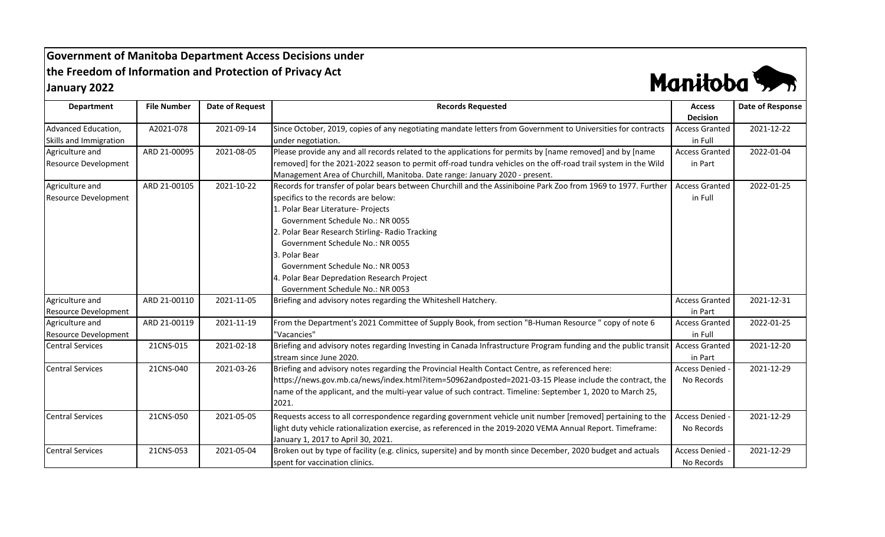# Government of Manitoba Department Access Decisions under the Freedom of Information and Protection of Privacy Act
## January 2022

| Department | File Number | Date of Request | Records Requested | Access Decision | Date of Response |
|---|---|---|---|---|---|
| Advanced Education, Skills and Immigration | A2021-078 | 2021-09-14 | Since October, 2019, copies of any negotiating mandate letters from Government to Universities for contracts under negotiation. | Access Granted in Full | 2021-12-22 |
| Agriculture and Resource Development | ARD 21-00095 | 2021-08-05 | Please provide any and all records related to the applications for permits by [name removed] and by [name removed] for the 2021-2022 season to permit off-road tundra vehicles on the off-road trail system in the Wild Management Area of Churchill, Manitoba. Date range: January 2020 - present. | Access Granted in Part | 2022-01-04 |
| Agriculture and Resource Development | ARD 21-00105 | 2021-10-22 | Records for transfer of polar bears between Churchill and the Assiniboine Park Zoo from 1969 to 1977. Further specifics to the records are below:<br>1. Polar Bear Literature- Projects<br>Government Schedule No.: NR 0055<br>2. Polar Bear Research Stirling- Radio Tracking<br>Government Schedule No.: NR 0055<br>3. Polar Bear<br>Government Schedule No.: NR 0053<br>4. Polar Bear Depredation Research Project<br>Government Schedule No.: NR 0053 | Access Granted in Full | 2022-01-25 |
| Agriculture and Resource Development | ARD 21-00110 | 2021-11-05 | Briefing and advisory notes regarding the Whiteshell Hatchery. | Access Granted in Part | 2021-12-31 |
| Agriculture and Resource Development | ARD 21-00119 | 2021-11-19 | From the Department's 2021 Committee of Supply Book, from section "B-Human Resource " copy of note 6 "Vacancies" | Access Granted in Full | 2022-01-25 |
| Central Services | 21CNS-015 | 2021-02-18 | Briefing and advisory notes regarding Investing in Canada Infrastructure Program funding and the public transit stream since June 2020. | Access Granted in Part | 2021-12-20 |
| Central Services | 21CNS-040 | 2021-03-26 | Briefing and advisory notes regarding the Provincial Health Contact Centre, as referenced here: https://news.gov.mb.ca/news/index.html?item=50962andposted=2021-03-15 Please include the contract, the name of the applicant, and the multi-year value of such contract. Timeline: September 1, 2020 to March 25, 2021. | Access Denied - No Records | 2021-12-29 |
| Central Services | 21CNS-050 | 2021-05-05 | Requests access to all correspondence regarding government vehicle unit number [removed] pertaining to the light duty vehicle rationalization exercise, as referenced in the 2019-2020 VEMA Annual Report. Timeframe: January 1, 2017 to April 30, 2021. | Access Denied - No Records | 2021-12-29 |
| Central Services | 21CNS-053 | 2021-05-04 | Broken out by type of facility (e.g. clinics, supersite) and by month since December, 2020 budget and actuals spent for vaccination clinics. | Access Denied - No Records | 2021-12-29 |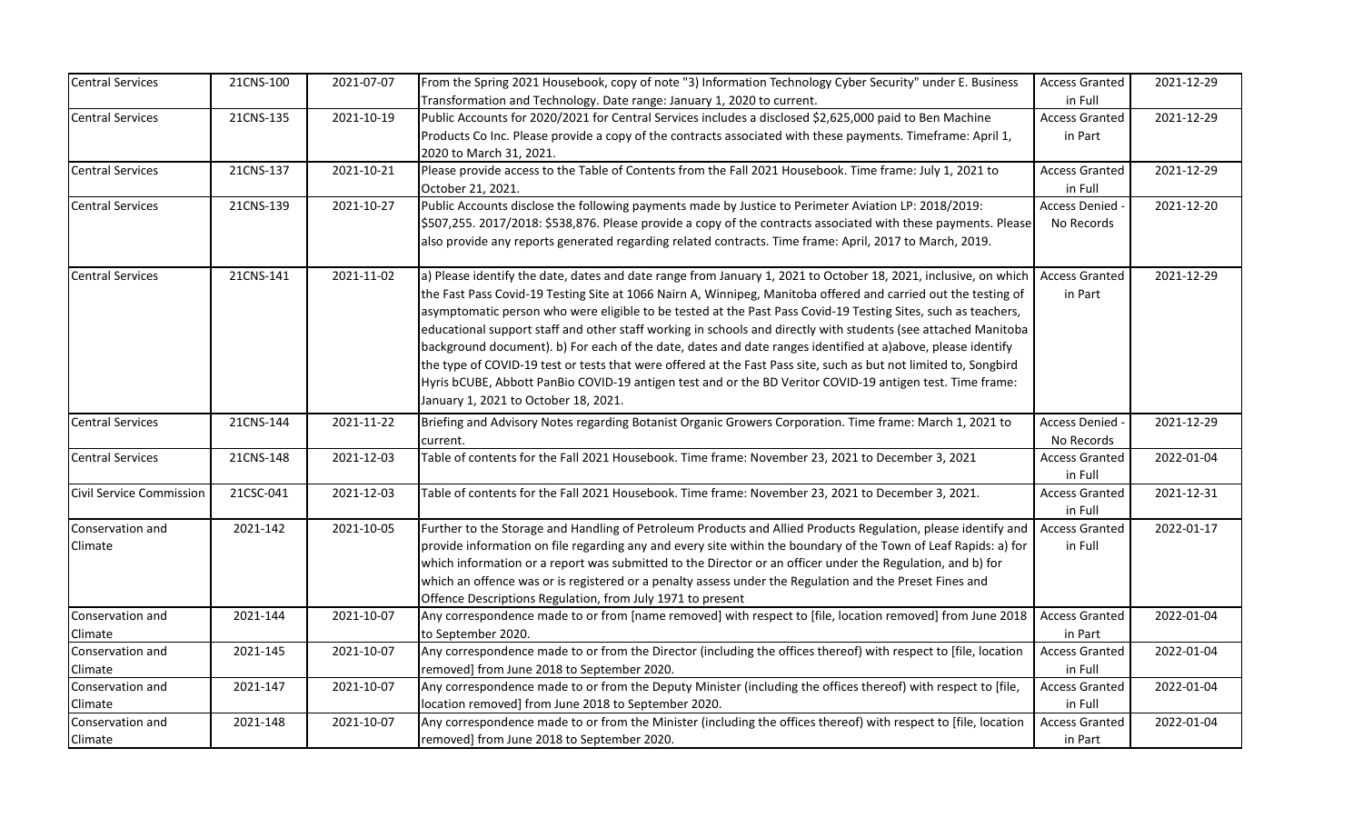| Central Services | 21CNS-100 | 2021-07-07 | From the Spring 2021 Housebook, copy of note "3) Information Technology Cyber Security" under E. Business Transformation and Technology. Date range: January 1, 2020 to current. | Access Granted in Full | 2021-12-29 |
|---|---|---|---|---|---|
| Central Services | 21CNS-135 | 2021-10-19 | Public Accounts for 2020/2021 for Central Services includes a disclosed $2,625,000 paid to Ben Machine Products Co Inc. Please provide a copy of the contracts associated with these payments. Timeframe: April 1, 2020 to March 31, 2021. | Access Granted in Part | 2021-12-29 |
| Central Services | 21CNS-137 | 2021-10-21 | Please provide access to the Table of Contents from the Fall 2021 Housebook. Time frame: July 1, 2021 to October 21, 2021. | Access Granted in Full | 2021-12-29 |
| Central Services | 21CNS-139 | 2021-10-27 | Public Accounts disclose the following payments made by Justice to Perimeter Aviation LP: 2018/2019: $507,255. 2017/2018: $538,876. Please provide a copy of the contracts associated with these payments. Please also provide any reports generated regarding related contracts. Time frame: April, 2017 to March, 2019. | Access Denied - No Records | 2021-12-20 |
| Central Services | 21CNS-141 | 2021-11-02 | a) Please identify the date, dates and date range from January 1, 2021 to October 18, 2021, inclusive, on which the Fast Pass Covid-19 Testing Site at 1066 Nairn A, Winnipeg, Manitoba offered and carried out the testing of asymptomatic person who were eligible to be tested at the Past Pass Covid-19 Testing Sites, such as teachers, educational support staff and other staff working in schools and directly with students (see attached Manitoba background document). b) For each of the date, dates and date ranges identified at a)above, please identify the type of COVID-19 test or tests that were offered at the Fast Pass site, such as but not limited to, Songbird Hyris bCUBE, Abbott PanBio COVID-19 antigen test and or the BD Veritor COVID-19 antigen test. Time frame: January 1, 2021 to October 18, 2021. | Access Granted in Part | 2021-12-29 |
| Central Services | 21CNS-144 | 2021-11-22 | Briefing and Advisory Notes regarding Botanist Organic Growers Corporation. Time frame: March 1, 2021 to current. | Access Denied - No Records | 2021-12-29 |
| Central Services | 21CNS-148 | 2021-12-03 | Table of contents for the Fall 2021 Housebook. Time frame: November 23, 2021 to December 3, 2021 | Access Granted in Full | 2022-01-04 |
| Civil Service Commission | 21CSC-041 | 2021-12-03 | Table of contents for the Fall 2021 Housebook. Time frame: November 23, 2021 to December 3, 2021. | Access Granted in Full | 2021-12-31 |
| Conservation and Climate | 2021-142 | 2021-10-05 | Further to the Storage and Handling of Petroleum Products and Allied Products Regulation, please identify and provide information on file regarding any and every site within the boundary of the Town of Leaf Rapids: a) for which information or a report was submitted to the Director or an officer under the Regulation, and b) for which an offence was or is registered or a penalty assess under the Regulation and the Preset Fines and Offence Descriptions Regulation, from July 1971 to present | Access Granted in Full | 2022-01-17 |
| Conservation and Climate | 2021-144 | 2021-10-07 | Any correspondence made to or from [name removed] with respect to [file, location removed] from June 2018 to September 2020. | Access Granted in Part | 2022-01-04 |
| Conservation and Climate | 2021-145 | 2021-10-07 | Any correspondence made to or from the Director (including the offices thereof) with respect to [file, location removed] from June 2018 to September 2020. | Access Granted in Full | 2022-01-04 |
| Conservation and Climate | 2021-147 | 2021-10-07 | Any correspondence made to or from the Deputy Minister (including the offices thereof) with respect to [file, location removed] from June 2018 to September 2020. | Access Granted in Full | 2022-01-04 |
| Conservation and Climate | 2021-148 | 2021-10-07 | Any correspondence made to or from the Minister (including the offices thereof) with respect to [file, location removed] from June 2018 to September 2020. | Access Granted in Part | 2022-01-04 |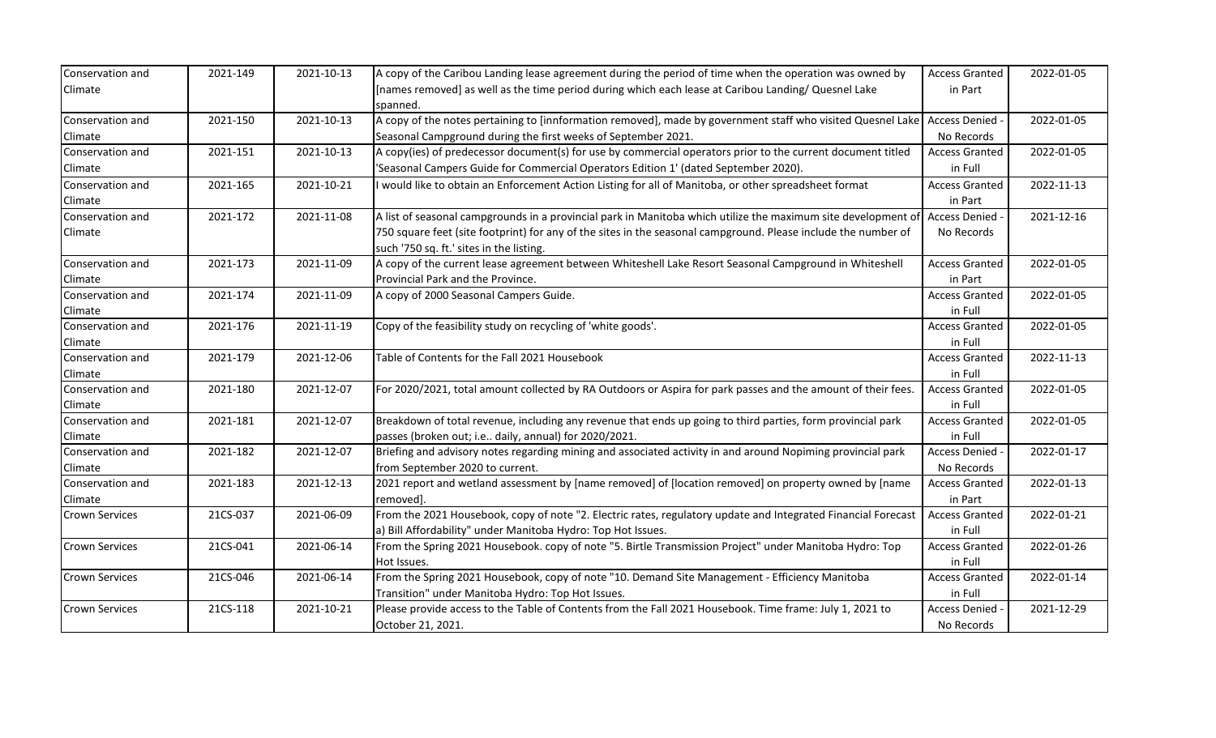| Conservation and Climate | 2021-149 | 2021-10-13 | A copy of the Caribou Landing lease agreement during the period of time when the operation was owned by [names removed] as well as the time period during which each lease at Caribou Landing/ Quesnel Lake spanned. | Access Granted in Part | 2022-01-05 |
|---|---|---|---|---|---|
| Conservation and Climate | 2021-150 | 2021-10-13 | A copy of the notes pertaining to [innformation removed], made by government staff who visited Quesnel Lake Seasonal Campground during the first weeks of September 2021. | Access Denied - No Records | 2022-01-05 |
| Conservation and Climate | 2021-151 | 2021-10-13 | A copy(ies) of predecessor document(s) for use by commercial operators prior to the current document titled 'Seasonal Campers Guide for Commercial Operators Edition 1' (dated September 2020). | Access Granted in Full | 2022-01-05 |
| Conservation and Climate | 2021-165 | 2021-10-21 | I would like to obtain an Enforcement Action Listing for all of Manitoba, or other spreadsheet format | Access Granted in Part | 2022-11-13 |
| Conservation and Climate | 2021-172 | 2021-11-08 | A list of seasonal campgrounds in a provincial park in Manitoba which utilize the maximum site development of 750 square feet (site footprint) for any of the sites in the seasonal campground. Please include the number of such '750 sq. ft.' sites in the listing. | Access Denied - No Records | 2021-12-16 |
| Conservation and Climate | 2021-173 | 2021-11-09 | A copy of the current lease agreement between Whiteshell Lake Resort Seasonal Campground in Whiteshell Provincial Park and the Province. | Access Granted in Part | 2022-01-05 |
| Conservation and Climate | 2021-174 | 2021-11-09 | A copy of 2000 Seasonal Campers Guide. | Access Granted in Full | 2022-01-05 |
| Conservation and Climate | 2021-176 | 2021-11-19 | Copy of the feasibility study on recycling of 'white goods'. | Access Granted in Full | 2022-01-05 |
| Conservation and Climate | 2021-179 | 2021-12-06 | Table of Contents for the Fall 2021 Housebook | Access Granted in Full | 2022-11-13 |
| Conservation and Climate | 2021-180 | 2021-12-07 | For 2020/2021, total amount collected by RA Outdoors or Aspira for park passes and the amount of their fees. | Access Granted in Full | 2022-01-05 |
| Conservation and Climate | 2021-181 | 2021-12-07 | Breakdown of total revenue, including any revenue that ends up going to third parties, form provincial park passes (broken out; i.e.. daily, annual) for 2020/2021. | Access Granted in Full | 2022-01-05 |
| Conservation and Climate | 2021-182 | 2021-12-07 | Briefing and advisory notes regarding mining and associated activity in and around Nopiming provincial park from September 2020 to current. | Access Denied - No Records | 2022-01-17 |
| Conservation and Climate | 2021-183 | 2021-12-13 | 2021 report and wetland assessment by [name removed] of [location removed] on property owned by [name removed]. | Access Granted in Part | 2022-01-13 |
| Crown Services | 21CS-037 | 2021-06-09 | From the 2021 Housebook, copy of note "2. Electric rates, regulatory update and Integrated Financial Forecast a) Bill Affordability" under Manitoba Hydro: Top Hot Issues. | Access Granted in Full | 2022-01-21 |
| Crown Services | 21CS-041 | 2021-06-14 | From the Spring 2021 Housebook. copy of note "5. Birtle Transmission Project" under Manitoba Hydro: Top Hot Issues. | Access Granted in Full | 2022-01-26 |
| Crown Services | 21CS-046 | 2021-06-14 | From the Spring 2021 Housebook, copy of note "10. Demand Site Management - Efficiency Manitoba Transition" under Manitoba Hydro: Top Hot Issues. | Access Granted in Full | 2022-01-14 |
| Crown Services | 21CS-118 | 2021-10-21 | Please provide access to the Table of Contents from the Fall 2021 Housebook. Time frame: July 1, 2021 to October 21, 2021. | Access Denied - No Records | 2021-12-29 |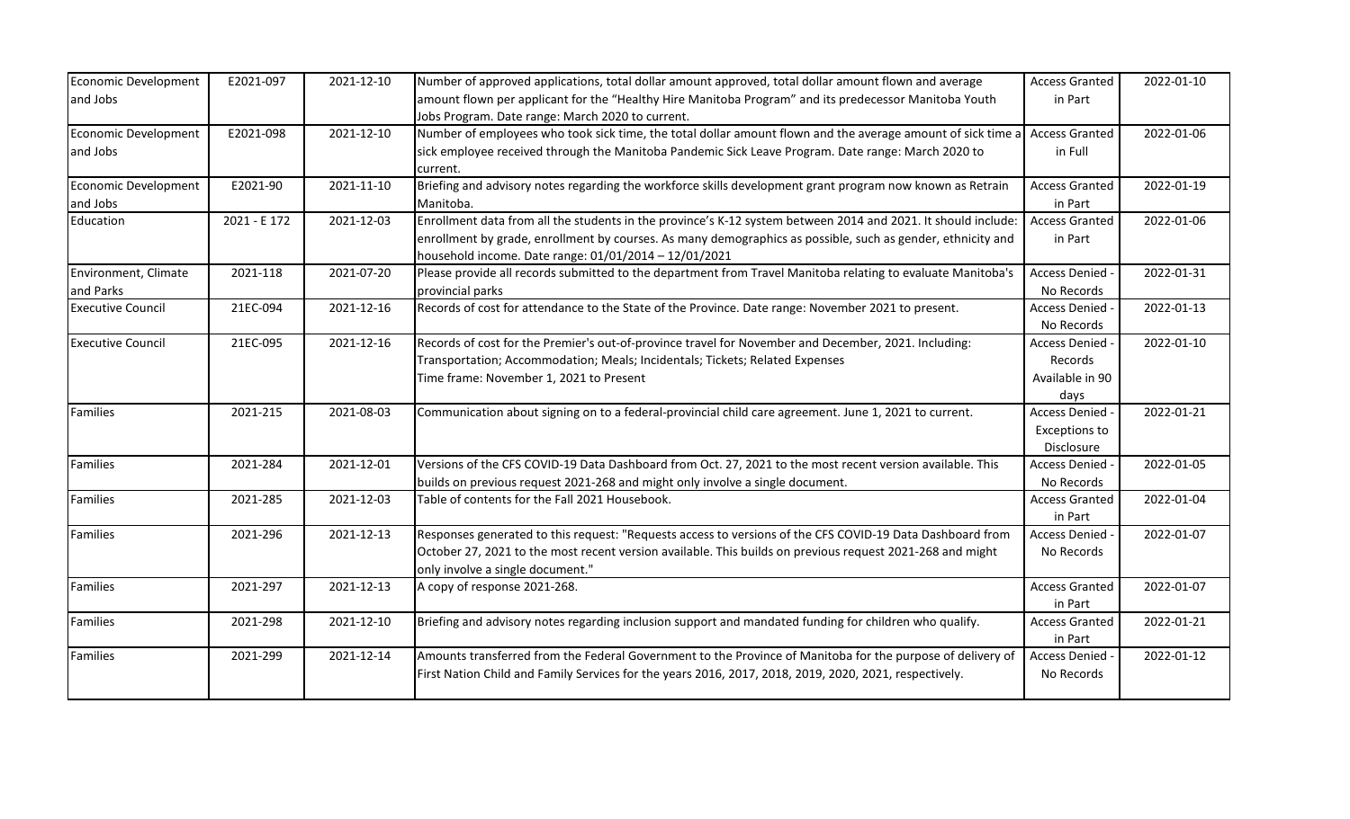| Economic Development and Jobs | E2021-097 | 2021-12-10 | Number of approved applications, total dollar amount approved, total dollar amount flown and average amount flown per applicant for the "Healthy Hire Manitoba Program" and its predecessor Manitoba Youth Jobs Program. Date range: March 2020 to current. | Access Granted in Part | 2022-01-10 |
|---|---|---|---|---|---|
| Economic Development and Jobs | E2021-098 | 2021-12-10 | Number of employees who took sick time, the total dollar amount flown and the average amount of sick time a sick employee received through the Manitoba Pandemic Sick Leave Program. Date range: March 2020 to current. | Access Granted in Full | 2022-01-06 |
| Economic Development and Jobs | E2021-90 | 2021-11-10 | Briefing and advisory notes regarding the workforce skills development grant program now known as Retrain Manitoba. | Access Granted in Part | 2022-01-19 |
| Education | 2021 - E 172 | 2021-12-03 | Enrollment data from all the students in the province's K-12 system between 2014 and 2021. It should include: enrollment by grade, enrollment by courses. As many demographics as possible, such as gender, ethnicity and household income. Date range: 01/01/2014 – 12/01/2021 | Access Granted in Part | 2022-01-06 |
| Environment, Climate and Parks | 2021-118 | 2021-07-20 | Please provide all records submitted to the department from Travel Manitoba relating to evaluate Manitoba's provincial parks | Access Denied - No Records | 2022-01-31 |
| Executive Council | 21EC-094 | 2021-12-16 | Records of cost for attendance to the State of the Province. Date range: November 2021 to present. | Access Denied - No Records | 2022-01-13 |
| Executive Council | 21EC-095 | 2021-12-16 | Records of cost for the Premier's out-of-province travel for November and December, 2021. Including: Transportation; Accommodation; Meals; Incidentals; Tickets; Related Expenses Time frame: November 1, 2021 to Present | Access Denied - Records Available in 90 days | 2022-01-10 |
| Families | 2021-215 | 2021-08-03 | Communication about signing on to a federal-provincial child care agreement. June 1, 2021 to current. | Access Denied - Exceptions to Disclosure | 2022-01-21 |
| Families | 2021-284 | 2021-12-01 | Versions of the CFS COVID-19 Data Dashboard from Oct. 27, 2021 to the most recent version available. This builds on previous request 2021-268 and might only involve a single document. | Access Denied - No Records | 2022-01-05 |
| Families | 2021-285 | 2021-12-03 | Table of contents for the Fall 2021 Housebook. | Access Granted in Part | 2022-01-04 |
| Families | 2021-296 | 2021-12-13 | Responses generated to this request: "Requests access to versions of the CFS COVID-19 Data Dashboard from October 27, 2021 to the most recent version available. This builds on previous request 2021-268 and might only involve a single document." | Access Denied - No Records | 2022-01-07 |
| Families | 2021-297 | 2021-12-13 | A copy of response 2021-268. | Access Granted in Part | 2022-01-07 |
| Families | 2021-298 | 2021-12-10 | Briefing and advisory notes regarding inclusion support and mandated funding for children who qualify. | Access Granted in Part | 2022-01-21 |
| Families | 2021-299 | 2021-12-14 | Amounts transferred from the Federal Government to the Province of Manitoba for the purpose of delivery of First Nation Child and Family Services for the years 2016, 2017, 2018, 2019, 2020, 2021, respectively. | Access Denied - No Records | 2022-01-12 |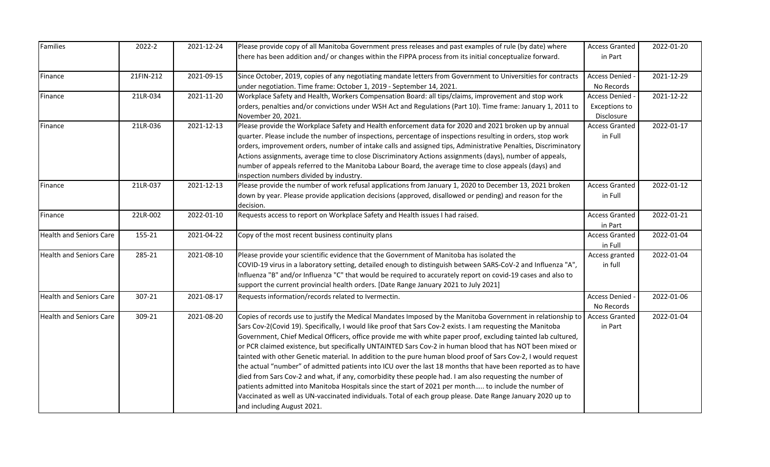| | | | | | |
|---|---|---|---|---|---|
| Families | 2022-2 | 2021-12-24 | Please provide copy of all Manitoba Government press releases and past examples of rule (by date) where there has been addition and/ or changes within the FIPPA process from its initial conceptualize forward. | Access Granted in Part | 2022-01-20 |
| Finance | 21FIN-212 | 2021-09-15 | Since October, 2019, copies of any negotiating mandate letters from Government to Universities for contracts under negotiation. Time frame: October 1, 2019 - September 14, 2021. | Access Denied - No Records | 2021-12-29 |
| Finance | 21LR-034 | 2021-11-20 | Workplace Safety and Health, Workers Compensation Board: all tips/claims, improvement and stop work orders, penalties and/or convictions under WSH Act and Regulations (Part 10). Time frame: January 1, 2011 to November 20, 2021. | Access Denied - Exceptions to Disclosure | 2021-12-22 |
| Finance | 21LR-036 | 2021-12-13 | Please provide the Workplace Safety and Health enforcement data for 2020 and 2021 broken up by annual quarter. Please include the number of inspections, percentage of inspections resulting in orders, stop work orders, improvement orders, number of intake calls and assigned tips, Administrative Penalties, Discriminatory Actions assignments, average time to close Discriminatory Actions assignments (days), number of appeals, number of appeals referred to the Manitoba Labour Board, the average time to close appeals (days) and inspection numbers divided by industry. | Access Granted in Full | 2022-01-17 |
| Finance | 21LR-037 | 2021-12-13 | Please provide the number of work refusal applications from January 1, 2020 to December 13, 2021 broken down by year. Please provide application decisions (approved, disallowed or pending) and reason for the decision. | Access Granted in Full | 2022-01-12 |
| Finance | 22LR-002 | 2022-01-10 | Requests access to report on Workplace Safety and Health issues I had raised. | Access Granted in Part | 2022-01-21 |
| Health and Seniors Care | 155-21 | 2021-04-22 | Copy of the most recent business continuity plans | Access Granted in Full | 2022-01-04 |
| Health and Seniors Care | 285-21 | 2021-08-10 | Please provide your scientific evidence that the Government of Manitoba has isolated the COVID-19 virus in a laboratory setting, detailed enough to distinguish between SARS-CoV-2 and Influenza "A", Influenza "B" and/or Influenza "C" that would be required to accurately report on covid-19 cases and also to support the current provincial health orders. [Date Range January 2021 to July 2021] | Access granted in full | 2022-01-04 |
| Health and Seniors Care | 307-21 | 2021-08-17 | Requests information/records related to Ivermectin. | Access Denied - No Records | 2022-01-06 |
| Health and Seniors Care | 309-21 | 2021-08-20 | Copies of records use to justify the Medical Mandates Imposed by the Manitoba Government in relationship to Sars Cov-2(Covid 19). Specifically, I would like proof that Sars Cov-2 exists. I am requesting the Manitoba Government, Chief Medical Officers, office provide me with white paper proof, excluding tainted lab cultured, or PCR claimed existence, but specifically UNTAINTED Sars Cov-2 in human blood that has NOT been mixed or tainted with other Genetic material. In addition to the pure human blood proof of Sars Cov-2, I would request the actual "number" of admitted patients into ICU over the last 18 months that have been reported as to have died from Sars Cov-2 and what, if any, comorbidity these people had. I am also requesting the number of patients admitted into Manitoba Hospitals since the start of 2021 per month….. to include the number of Vaccinated as well as UN-vaccinated individuals. Total of each group please. Date Range January 2020 up to and including August 2021. | Access Granted in Part | 2022-01-04 |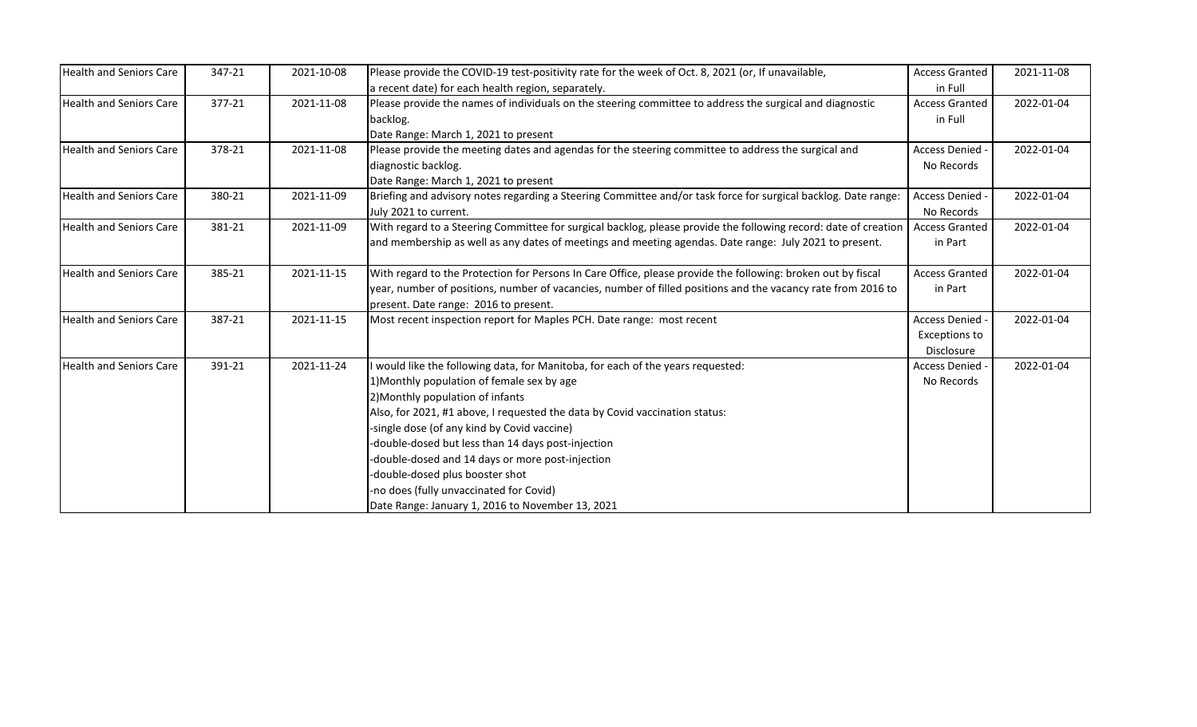| Health and Seniors Care | 347-21 | 2021-10-08 | Please provide the COVID-19 test-positivity rate for the week of Oct. 8, 2021 (or, If unavailable, a recent date) for each health region, separately. | Access Granted in Full | 2021-11-08 |
|---|---|---|---|---|---|
| Health and Seniors Care | 377-21 | 2021-11-08 | Please provide the names of individuals on the steering committee to address the surgical and diagnostic backlog.<br>Date Range: March 1, 2021 to present | Access Granted in Full | 2022-01-04 |
| Health and Seniors Care | 378-21 | 2021-11-08 | Please provide the meeting dates and agendas for the steering committee to address the surgical and diagnostic backlog.<br>Date Range: March 1, 2021 to present | Access Denied - No Records | 2022-01-04 |
| Health and Seniors Care | 380-21 | 2021-11-09 | Briefing and advisory notes regarding a Steering Committee and/or task force for surgical backlog. Date range: July 2021 to current. | Access Denied - No Records | 2022-01-04 |
| Health and Seniors Care | 381-21 | 2021-11-09 | With regard to a Steering Committee for surgical backlog, please provide the following record: date of creation and membership as well as any dates of meetings and meeting agendas. Date range: July 2021 to present. | Access Granted in Part | 2022-01-04 |
| Health and Seniors Care | 385-21 | 2021-11-15 | With regard to the Protection for Persons In Care Office, please provide the following: broken out by fiscal year, number of positions, number of vacancies, number of filled positions and the vacancy rate from 2016 to present. Date range: 2016 to present. | Access Granted in Part | 2022-01-04 |
| Health and Seniors Care | 387-21 | 2021-11-15 | Most recent inspection report for Maples PCH. Date range: most recent | Access Denied - Exceptions to Disclosure | 2022-01-04 |
| Health and Seniors Care | 391-21 | 2021-11-24 | I would like the following data, for Manitoba, for each of the years requested:<br>1)Monthly population of female sex by age<br>2)Monthly population of infants<br>Also, for 2021, #1 above, I requested the data by Covid vaccination status:<br>-single dose (of any kind by Covid vaccine)<br>-double-dosed but less than 14 days post-injection<br>-double-dosed and 14 days or more post-injection<br>-double-dosed plus booster shot<br>-no does (fully unvaccinated for Covid)<br>Date Range: January 1, 2016 to November 13, 2021 | Access Denied - No Records | 2022-01-04 |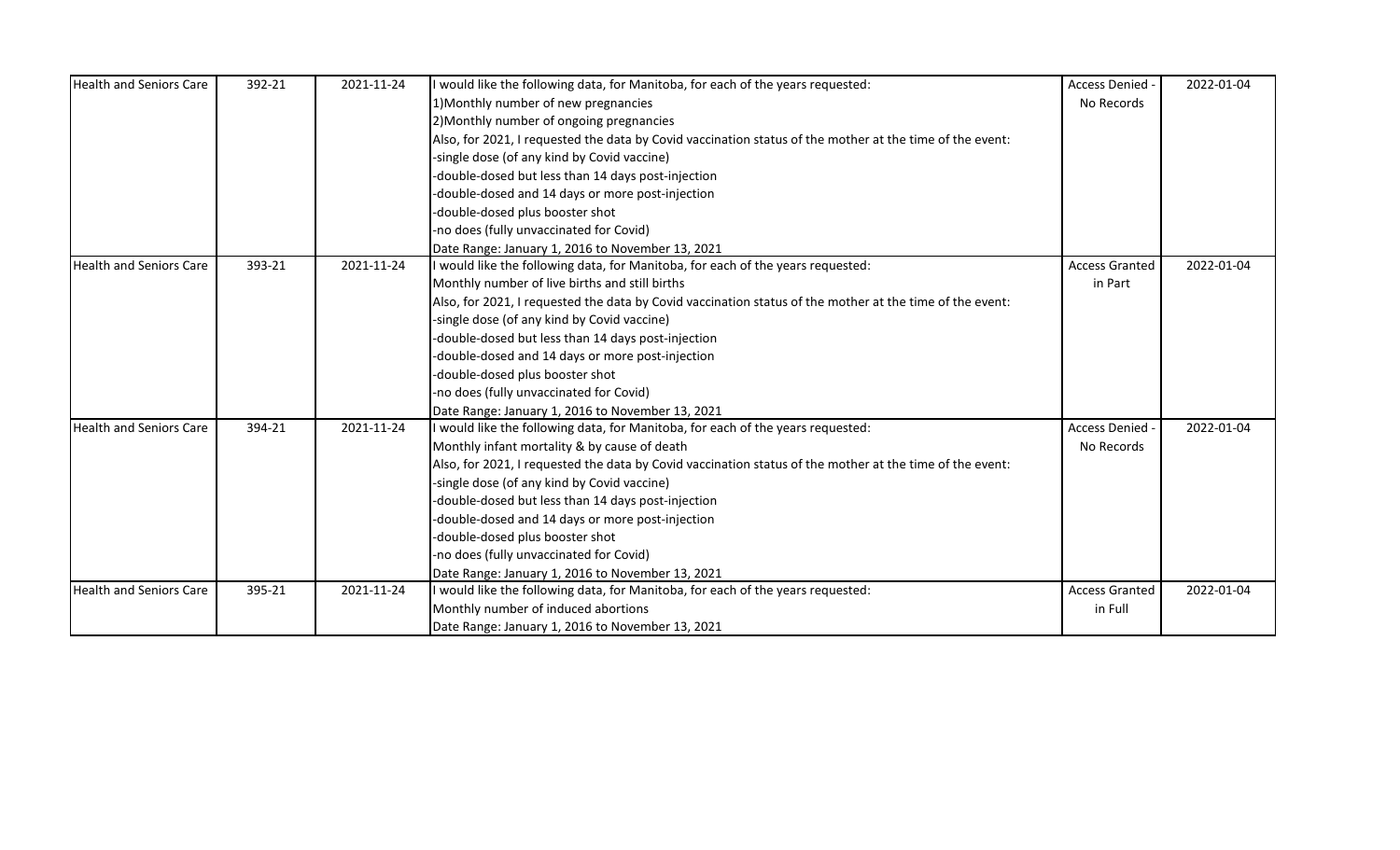| Health and Seniors Care | 392-21 | 2021-11-24 | I would like the following data, for Manitoba, for each of the years requested:<br>1)Monthly number of new pregnancies<br>2)Monthly number of ongoing pregnancies<br>Also, for 2021, I requested the data by Covid vaccination status of the mother at the time of the event:<br>-single dose (of any kind by Covid vaccine)<br>-double-dosed but less than 14 days post-injection<br>-double-dosed and 14 days or more post-injection<br>-double-dosed plus booster shot<br>-no does (fully unvaccinated for Covid)<br>Date Range: January 1, 2016 to November 13, 2021 | Access Denied - No Records | 2022-01-04 |
|---|---|---|---|---|---|
| Health and Seniors Care | 393-21 | 2021-11-24 | I would like the following data, for Manitoba, for each of the years requested:<br>Monthly number of live births and still births<br>Also, for 2021, I requested the data by Covid vaccination status of the mother at the time of the event:<br>-single dose (of any kind by Covid vaccine)<br>-double-dosed but less than 14 days post-injection<br>-double-dosed and 14 days or more post-injection<br>-double-dosed plus booster shot<br>-no does (fully unvaccinated for Covid)<br>Date Range: January 1, 2016 to November 13, 2021 | Access Granted in Part | 2022-01-04 |
| Health and Seniors Care | 394-21 | 2021-11-24 | I would like the following data, for Manitoba, for each of the years requested:<br>Monthly infant mortality & by cause of death<br>Also, for 2021, I requested the data by Covid vaccination status of the mother at the time of the event:<br>-single dose (of any kind by Covid vaccine)<br>-double-dosed but less than 14 days post-injection<br>-double-dosed and 14 days or more post-injection<br>-double-dosed plus booster shot<br>-no does (fully unvaccinated for Covid)<br>Date Range: January 1, 2016 to November 13, 2021 | Access Denied - No Records | 2022-01-04 |
| Health and Seniors Care | 395-21 | 2021-11-24 | I would like the following data, for Manitoba, for each of the years requested:<br>Monthly number of induced abortions<br>Date Range: January 1, 2016 to November 13, 2021 | Access Granted in Full | 2022-01-04 |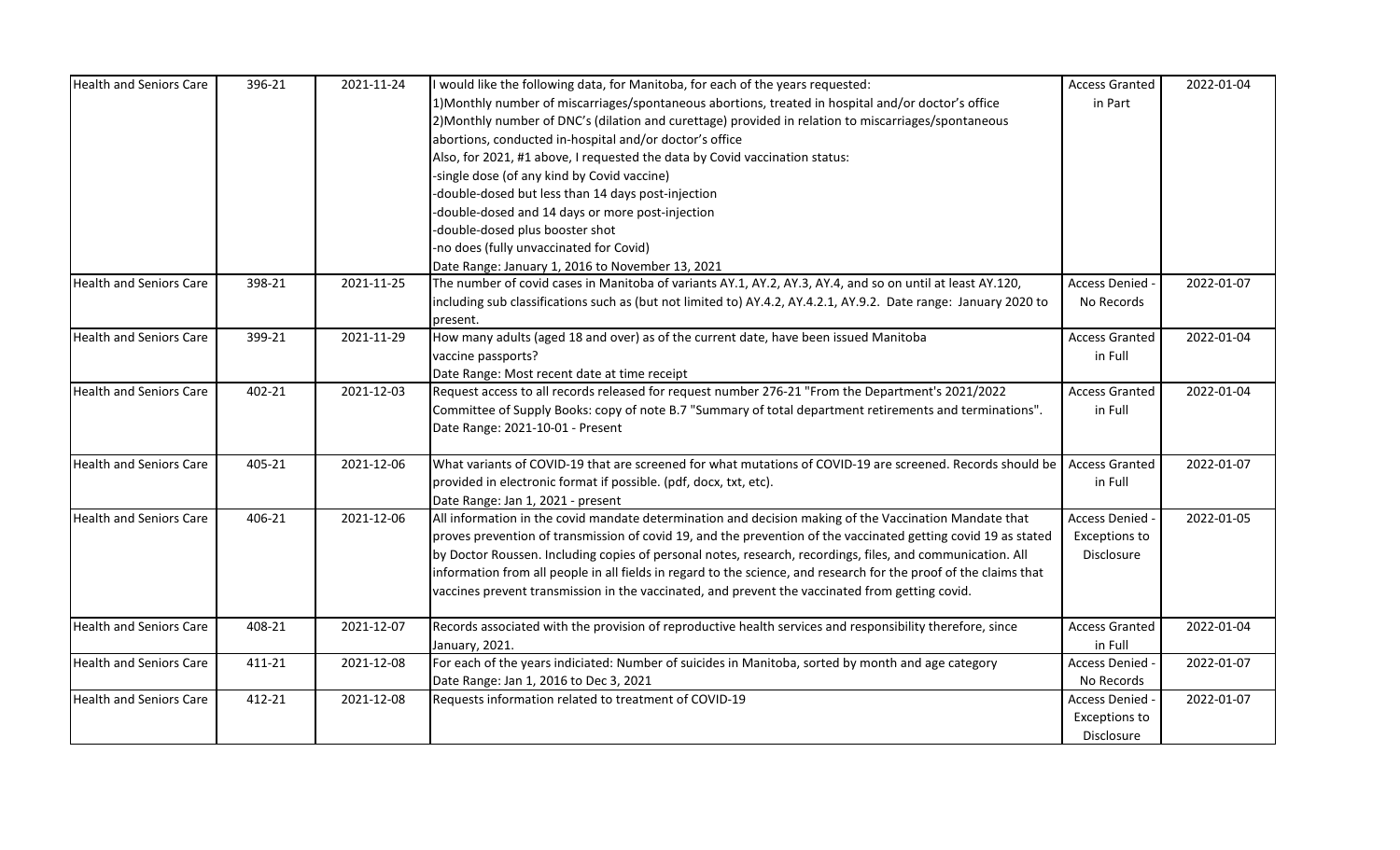| Health and Seniors Care | 396-21 | 2021-11-24 | I would like the following data, for Manitoba, for each of the years requested:<br>1)Monthly number of miscarriages/spontaneous abortions, treated in hospital and/or doctor's office<br>2)Monthly number of DNC's (dilation and curettage) provided in relation to miscarriages/spontaneous abortions, conducted in-hospital and/or doctor's office<br>Also, for 2021, #1 above, I requested the data by Covid vaccination status:<br>-single dose (of any kind by Covid vaccine)<br>-double-dosed but less than 14 days post-injection<br>-double-dosed and 14 days or more post-injection<br>-double-dosed plus booster shot<br>-no does (fully unvaccinated for Covid)<br>Date Range: January 1, 2016 to November 13, 2021 | Access Granted in Part | 2022-01-04 |
|---|---|---|---|---|---|
| Health and Seniors Care | 398-21 | 2021-11-25 | The number of covid cases in Manitoba of variants AY.1, AY.2, AY.3, AY.4, and so on until at least AY.120, including sub classifications such as (but not limited to) AY.4.2, AY.4.2.1, AY.9.2. Date range: January 2020 to present. | Access Denied - No Records | 2022-01-07 |
| Health and Seniors Care | 399-21 | 2021-11-29 | How many adults (aged 18 and over) as of the current date, have been issued Manitoba vaccine passports?<br>Date Range: Most recent date at time receipt | Access Granted in Full | 2022-01-04 |
| Health and Seniors Care | 402-21 | 2021-12-03 | Request access to all records released for request number 276-21 "From the Department's 2021/2022 Committee of Supply Books: copy of note B.7 "Summary of total department retirements and terminations".<br>Date Range: 2021-10-01 - Present | Access Granted in Full | 2022-01-04 |
| Health and Seniors Care | 405-21 | 2021-12-06 | What variants of COVID-19 that are screened for what mutations of COVID-19 are screened. Records should be provided in electronic format if possible. (pdf, docx, txt, etc).<br>Date Range: Jan 1, 2021 - present | Access Granted in Full | 2022-01-07 |
| Health and Seniors Care | 406-21 | 2021-12-06 | All information in the covid mandate determination and decision making of the Vaccination Mandate that proves prevention of transmission of covid 19, and the prevention of the vaccinated getting covid 19 as stated by Doctor Roussen. Including copies of personal notes, research, recordings, files, and communication. All information from all people in all fields in regard to the science, and research for the proof of the claims that vaccines prevent transmission in the vaccinated, and prevent the vaccinated from getting covid. | Access Denied - Exceptions to Disclosure | 2022-01-05 |
| Health and Seniors Care | 408-21 | 2021-12-07 | Records associated with the provision of reproductive health services and responsibility therefore, since January, 2021. | Access Granted in Full | 2022-01-04 |
| Health and Seniors Care | 411-21 | 2021-12-08 | For each of the years indiciated: Number of suicides in Manitoba, sorted by month and age category<br>Date Range: Jan 1, 2016 to Dec 3, 2021 | Access Denied - No Records | 2022-01-07 |
| Health and Seniors Care | 412-21 | 2021-12-08 | Requests information related to treatment of COVID-19 | Access Denied - Exceptions to Disclosure | 2022-01-07 |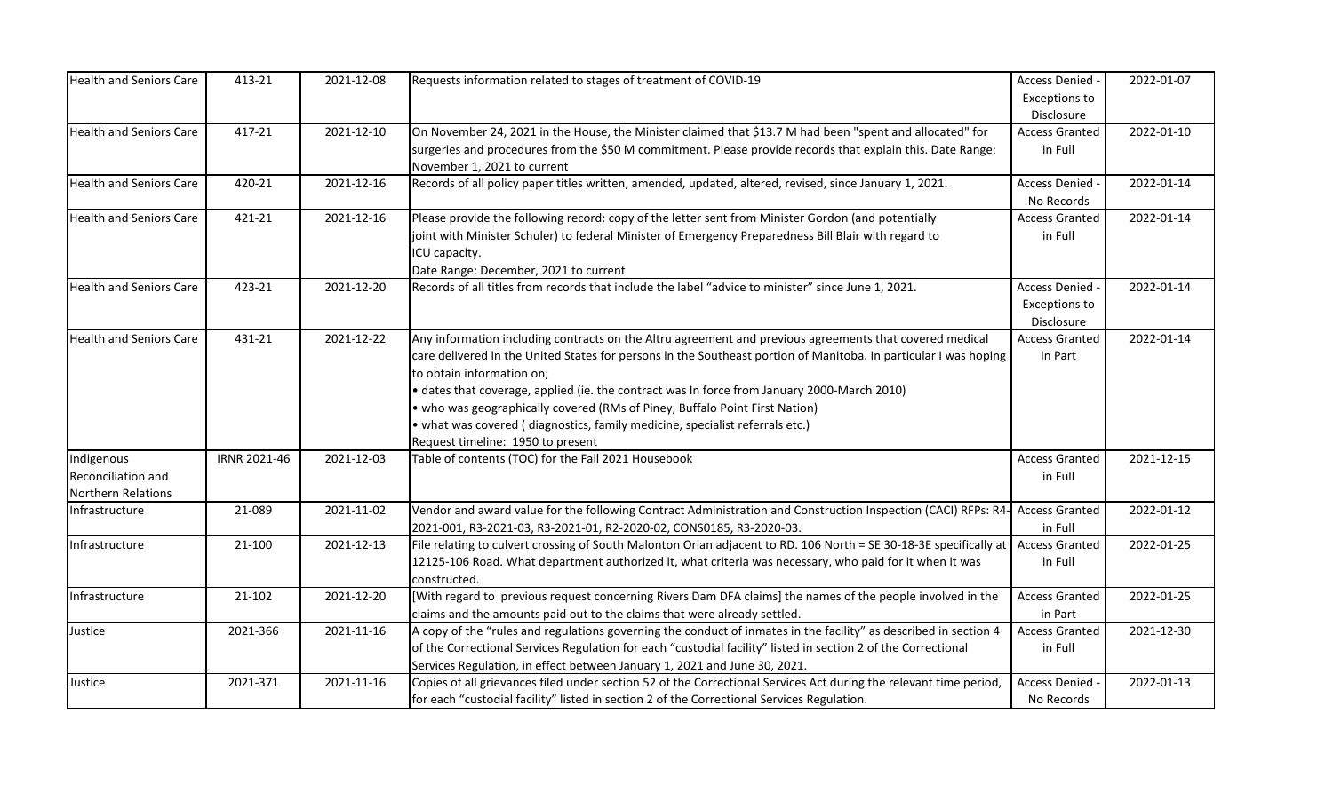| Health and Seniors Care | 413-21 | 2021-12-08 | Requests information related to stages of treatment of COVID-19 | Access Denied - Exceptions to Disclosure | 2022-01-07 |
|---|---|---|---|---|---|
| Health and Seniors Care | 417-21 | 2021-12-10 | On November 24, 2021 in the House, the Minister claimed that $13.7 M had been "spent and allocated" for surgeries and procedures from the $50 M commitment. Please provide records that explain this. Date Range: November 1, 2021 to current | Access Granted in Full | 2022-01-10 |
| Health and Seniors Care | 420-21 | 2021-12-16 | Records of all policy paper titles written, amended, updated, altered, revised, since January 1, 2021. | Access Denied - No Records | 2022-01-14 |
| Health and Seniors Care | 421-21 | 2021-12-16 | Please provide the following record: copy of the letter sent from Minister Gordon (and potentially joint with Minister Schuler) to federal Minister of Emergency Preparedness Bill Blair with regard to ICU capacity.<br>Date Range: December, 2021 to current | Access Granted in Full | 2022-01-14 |
| Health and Seniors Care | 423-21 | 2021-12-20 | Records of all titles from records that include the label "advice to minister" since June 1, 2021. | Access Denied - Exceptions to Disclosure | 2022-01-14 |
| Health and Seniors Care | 431-21 | 2021-12-22 | Any information including contracts on the Altru agreement and previous agreements that covered medical care delivered in the United States for persons in the Southeast portion of Manitoba. In particular I was hoping to obtain information on;<br>• dates that coverage, applied (ie. the contract was In force from January 2000-March 2010)<br>• who was geographically covered (RMs of Piney, Buffalo Point First Nation)<br>• what was covered ( diagnostics, family medicine, specialist referrals etc.)<br>Request timeline: 1950 to present | Access Granted in Part | 2022-01-14 |
| Indigenous Reconciliation and Northern Relations | IRNR 2021-46 | 2021-12-03 | Table of contents (TOC) for the Fall 2021 Housebook | Access Granted in Full | 2021-12-15 |
| Infrastructure | 21-089 | 2021-11-02 | Vendor and award value for the following Contract Administration and Construction Inspection (CACI) RFPs: R4-2021-001, R3-2021-03, R3-2021-01, R2-2020-02, CONS0185, R3-2020-03. | Access Granted in Full | 2022-01-12 |
| Infrastructure | 21-100 | 2021-12-13 | File relating to culvert crossing of South Malonton Orian adjacent to RD. 106 North = SE 30-18-3E specifically at 12125-106 Road. What department authorized it, what criteria was necessary, who paid for it when it was constructed. | Access Granted in Full | 2022-01-25 |
| Infrastructure | 21-102 | 2021-12-20 | [With regard to previous request concerning Rivers Dam DFA claims] the names of the people involved in the claims and the amounts paid out to the claims that were already settled. | Access Granted in Part | 2022-01-25 |
| Justice | 2021-366 | 2021-11-16 | A copy of the "rules and regulations governing the conduct of inmates in the facility" as described in section 4 of the Correctional Services Regulation for each "custodial facility" listed in section 2 of the Correctional Services Regulation, in effect between January 1, 2021 and June 30, 2021. | Access Granted in Full | 2021-12-30 |
| Justice | 2021-371 | 2021-11-16 | Copies of all grievances filed under section 52 of the Correctional Services Act during the relevant time period, for each "custodial facility" listed in section 2 of the Correctional Services Regulation. | Access Denied - No Records | 2022-01-13 |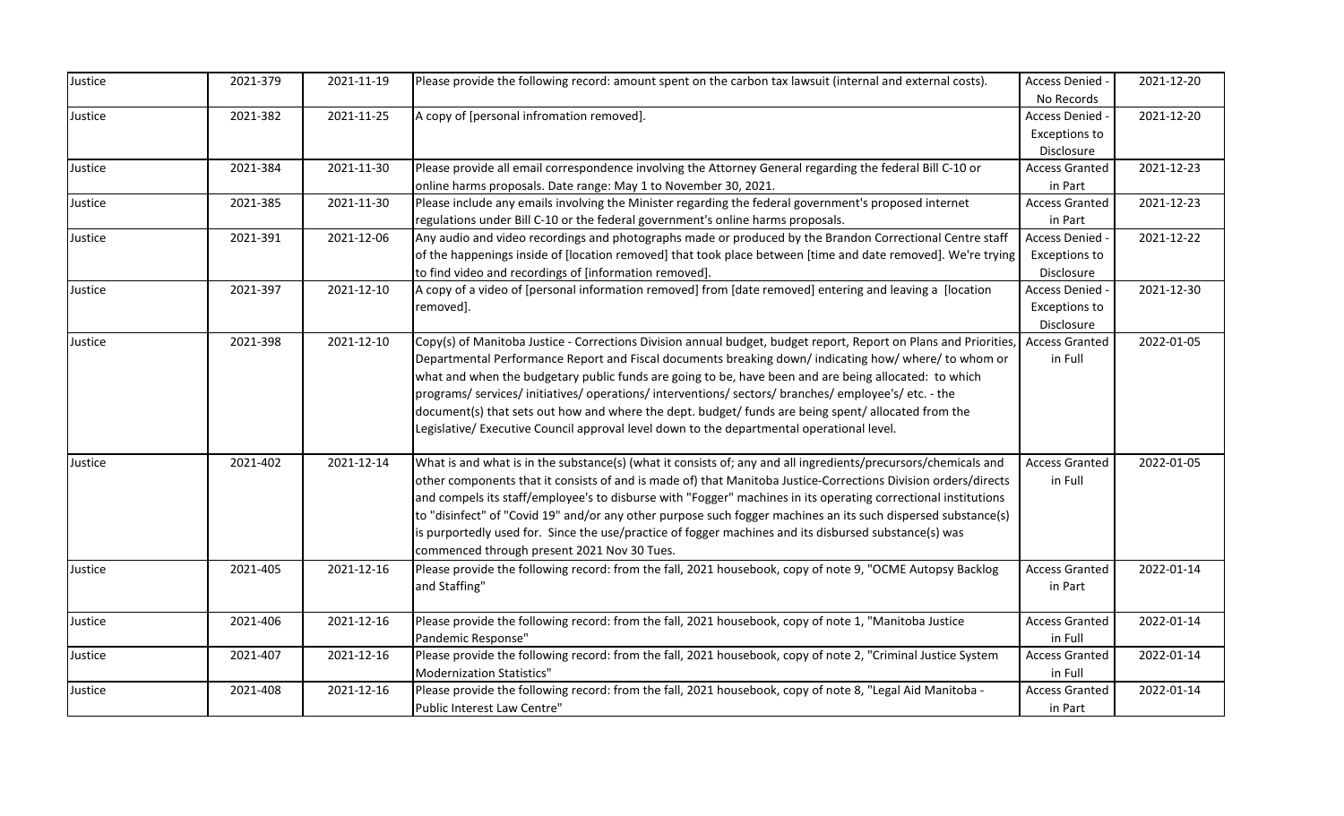| | | | | | |
|---|---|---|---|---|---|
| Justice | 2021-379 | 2021-11-19 | Please provide the following record: amount spent on the carbon tax lawsuit (internal and external costs). | Access Denied - No Records | 2021-12-20 |
| Justice | 2021-382 | 2021-11-25 | A copy of [personal infromation removed]. | Access Denied - Exceptions to Disclosure | 2021-12-20 |
| Justice | 2021-384 | 2021-11-30 | Please provide all email correspondence involving the Attorney General regarding the federal Bill C-10 or online harms proposals. Date range: May 1 to November 30, 2021. | Access Granted in Part | 2021-12-23 |
| Justice | 2021-385 | 2021-11-30 | Please include any emails involving the Minister regarding the federal government's proposed internet regulations under Bill C-10 or the federal government's online harms proposals. | Access Granted in Part | 2021-12-23 |
| Justice | 2021-391 | 2021-12-06 | Any audio and video recordings and photographs made or produced by the Brandon Correctional Centre staff of the happenings inside of [location removed] that took place between [time and date removed]. We're trying to find video and recordings of [information removed]. | Access Denied - Exceptions to Disclosure | 2021-12-22 |
| Justice | 2021-397 | 2021-12-10 | A copy of a video of [personal information removed] from [date removed] entering and leaving a [location removed]. | Access Denied - Exceptions to Disclosure | 2021-12-30 |
| Justice | 2021-398 | 2021-12-10 | Copy(s) of Manitoba Justice - Corrections Division annual budget, budget report, Report on Plans and Priorities, Departmental Performance Report and Fiscal documents breaking down/ indicating how/ where/ to whom or what and when the budgetary public funds are going to be, have been and are being allocated: to which programs/ services/ initiatives/ operations/ interventions/ sectors/ branches/ employee's/ etc. - the document(s) that sets out how and where the dept. budget/ funds are being spent/ allocated from the Legislative/ Executive Council approval level down to the departmental operational level. | Access Granted in Full | 2022-01-05 |
| Justice | 2021-402 | 2021-12-14 | What is and what is in the substance(s) (what it consists of; any and all ingredients/precursors/chemicals and other components that it consists of and is made of) that Manitoba Justice-Corrections Division orders/directs and compels its staff/employee's to disburse with "Fogger" machines in its operating correctional institutions to "disinfect" of "Covid 19" and/or any other purpose such fogger machines an its such dispersed substance(s) is purportedly used for. Since the use/practice of fogger machines and its disbursed substance(s) was commenced through present 2021 Nov 30 Tues. | Access Granted in Full | 2022-01-05 |
| Justice | 2021-405 | 2021-12-16 | Please provide the following record: from the fall, 2021 housebook, copy of note 9, "OCME Autopsy Backlog and Staffing" | Access Granted in Part | 2022-01-14 |
| Justice | 2021-406 | 2021-12-16 | Please provide the following record: from the fall, 2021 housebook, copy of note 1, "Manitoba Justice Pandemic Response" | Access Granted in Full | 2022-01-14 |
| Justice | 2021-407 | 2021-12-16 | Please provide the following record: from the fall, 2021 housebook, copy of note 2, "Criminal Justice System Modernization Statistics" | Access Granted in Full | 2022-01-14 |
| Justice | 2021-408 | 2021-12-16 | Please provide the following record: from the fall, 2021 housebook, copy of note 8, "Legal Aid Manitoba - Public Interest Law Centre" | Access Granted in Part | 2022-01-14 |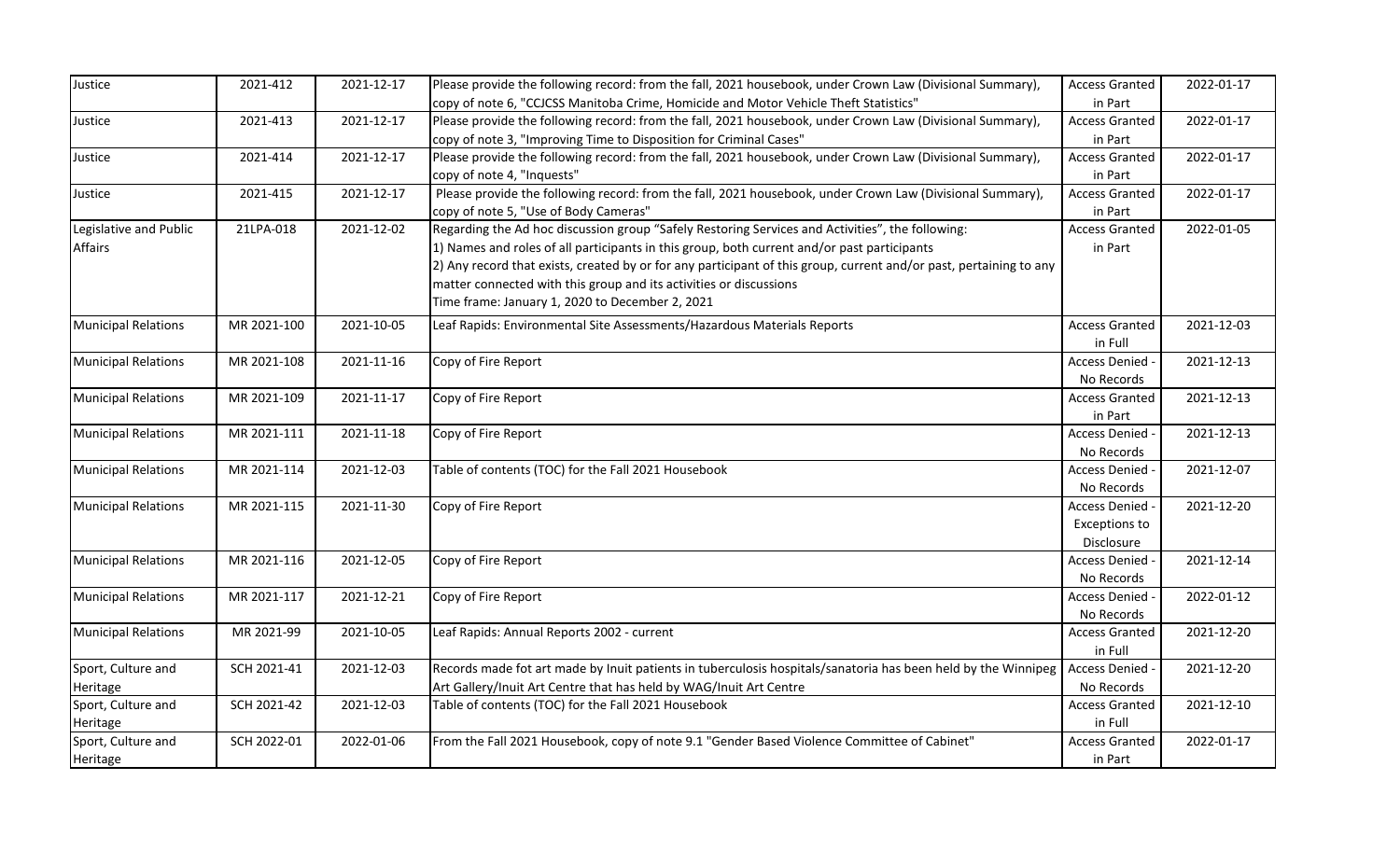| Justice | 2021-412 | 2021-12-17 | Please provide the following record: from the fall, 2021 housebook, under Crown Law (Divisional Summary), copy of note 6, "CCJCSS Manitoba Crime, Homicide and Motor Vehicle Theft Statistics" | Access Granted in Part | 2022-01-17 |
|---|---|---|---|---|---|
| Justice | 2021-413 | 2021-12-17 | Please provide the following record: from the fall, 2021 housebook, under Crown Law (Divisional Summary), copy of note 3, "Improving Time to Disposition for Criminal Cases" | Access Granted in Part | 2022-01-17 |
| Justice | 2021-414 | 2021-12-17 | Please provide the following record: from the fall, 2021 housebook, under Crown Law (Divisional Summary), copy of note 4, "Inquests" | Access Granted in Part | 2022-01-17 |
| Justice | 2021-415 | 2021-12-17 | Please provide the following record: from the fall, 2021 housebook, under Crown Law (Divisional Summary), copy of note 5, "Use of Body Cameras" | Access Granted in Part | 2022-01-17 |
| Legislative and Public Affairs | 21LPA-018 | 2021-12-02 | Regarding the Ad hoc discussion group "Safely Restoring Services and Activities", the following:<br>1) Names and roles of all participants in this group, both current and/or past participants<br>2) Any record that exists, created by or for any participant of this group, current and/or past, pertaining to any matter connected with this group and its activities or discussions<br>Time frame: January 1, 2020 to December 2, 2021 | Access Granted in Part | 2022-01-05 |
| Municipal Relations | MR 2021-100 | 2021-10-05 | Leaf Rapids: Environmental Site Assessments/Hazardous Materials Reports | Access Granted in Full | 2021-12-03 |
| Municipal Relations | MR 2021-108 | 2021-11-16 | Copy of Fire Report | Access Denied - No Records | 2021-12-13 |
| Municipal Relations | MR 2021-109 | 2021-11-17 | Copy of Fire Report | Access Granted in Part | 2021-12-13 |
| Municipal Relations | MR 2021-111 | 2021-11-18 | Copy of Fire Report | Access Denied - No Records | 2021-12-13 |
| Municipal Relations | MR 2021-114 | 2021-12-03 | Table of contents (TOC) for the Fall 2021 Housebook | Access Denied - No Records | 2021-12-07 |
| Municipal Relations | MR 2021-115 | 2021-11-30 | Copy of Fire Report | Access Denied - Exceptions to Disclosure | 2021-12-20 |
| Municipal Relations | MR 2021-116 | 2021-12-05 | Copy of Fire Report | Access Denied - No Records | 2021-12-14 |
| Municipal Relations | MR 2021-117 | 2021-12-21 | Copy of Fire Report | Access Denied - No Records | 2022-01-12 |
| Municipal Relations | MR 2021-99 | 2021-10-05 | Leaf Rapids: Annual Reports 2002 - current | Access Granted in Full | 2021-12-20 |
| Sport, Culture and Heritage | SCH 2021-41 | 2021-12-03 | Records made fot art made by Inuit patients in tuberculosis hospitals/sanatoria has been held by the Winnipeg Art Gallery/Inuit Art Centre that has held by WAG/Inuit Art Centre | Access Denied - No Records | 2021-12-20 |
| Sport, Culture and Heritage | SCH 2021-42 | 2021-12-03 | Table of contents (TOC) for the Fall 2021 Housebook | Access Granted in Full | 2021-12-10 |
| Sport, Culture and Heritage | SCH 2022-01 | 2022-01-06 | From the Fall 2021 Housebook, copy of note 9.1 "Gender Based Violence Committee of Cabinet" | Access Granted in Part | 2022-01-17 |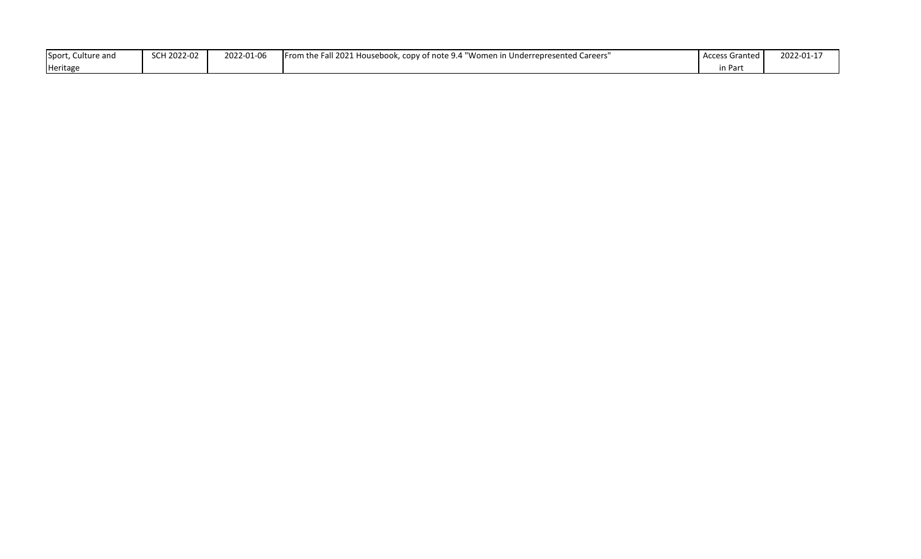| | | | | | |
|---|---|---|---|---|---|
| Sport, Culture and Heritage | SCH 2022-02 | 2022-01-06 | From the Fall 2021 Housebook, copy of note 9.4 "Women in Underrepresented Careers" | Access Granted in Part | 2022-01-17 |